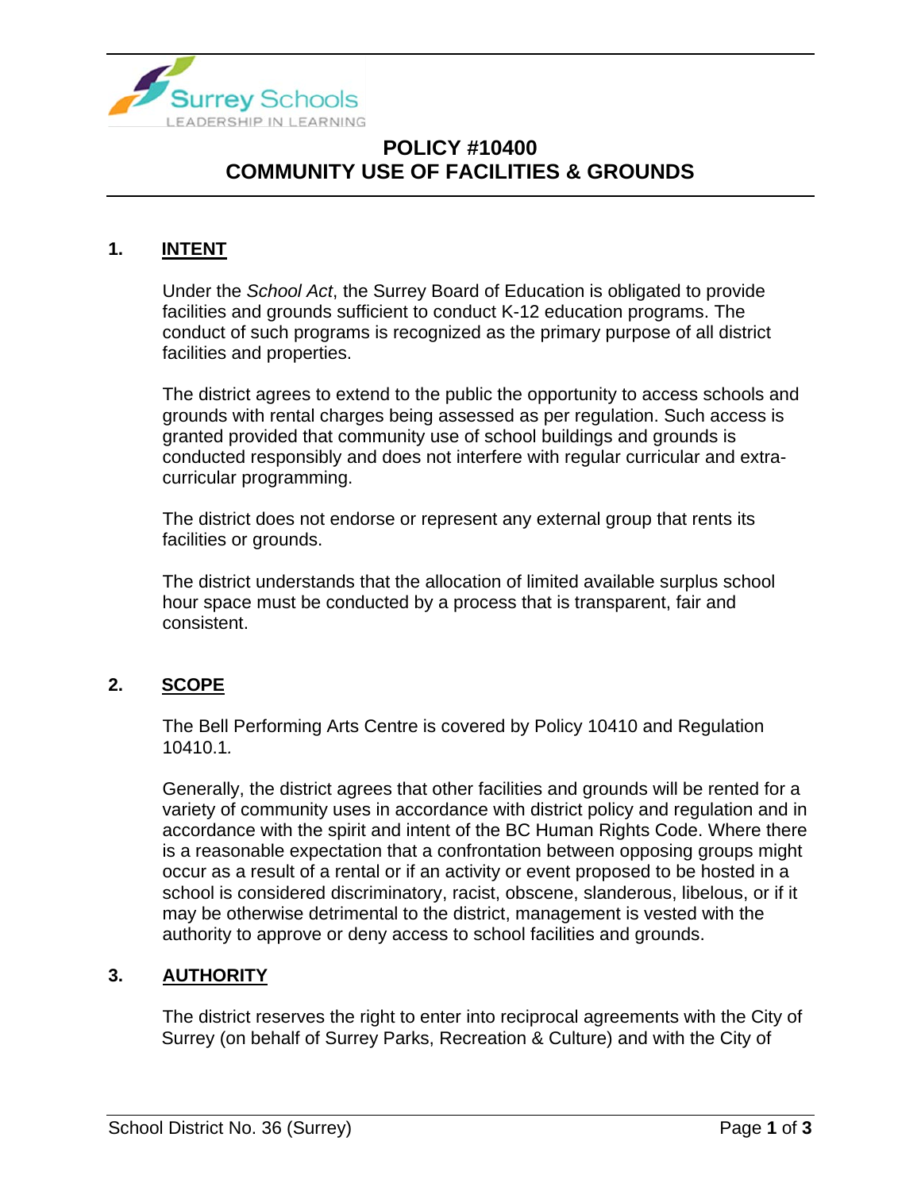# POLICY #10400
# COMMUNITY USE OF FACILITIES & GROUNDS

## 1. INTENT

Under the *School Act*, the Surrey Board of Education is obligated to provide facilities and grounds sufficient to conduct K-12 education programs. The conduct of such programs is recognized as the primary purpose of all district facilities and properties.

The district agrees to extend to the public the opportunity to access schools and grounds with rental charges being assessed as per regulation. Such access is granted provided that community use of school buildings and grounds is conducted responsibly and does not interfere with regular curricular and extra-curricular programming.

The district does not endorse or represent any external group that rents its facilities or grounds.

The district understands that the allocation of limited available surplus school hour space must be conducted by a process that is transparent, fair and consistent.

## 2. SCOPE

The Bell Performing Arts Centre is covered by Policy 10410 and Regulation 10410.1.

Generally, the district agrees that other facilities and grounds will be rented for a variety of community uses in accordance with district policy and regulation and in accordance with the spirit and intent of the BC Human Rights Code. Where there is a reasonable expectation that a confrontation between opposing groups might occur as a result of a rental or if an activity or event proposed to be hosted in a school is considered discriminatory, racist, obscene, slanderous, libelous, or if it may be otherwise detrimental to the district, management is vested with the authority to approve or deny access to school facilities and grounds.

## 3. AUTHORITY

The district reserves the right to enter into reciprocal agreements with the City of Surrey (on behalf of Surrey Parks, Recreation & Culture) and with the City of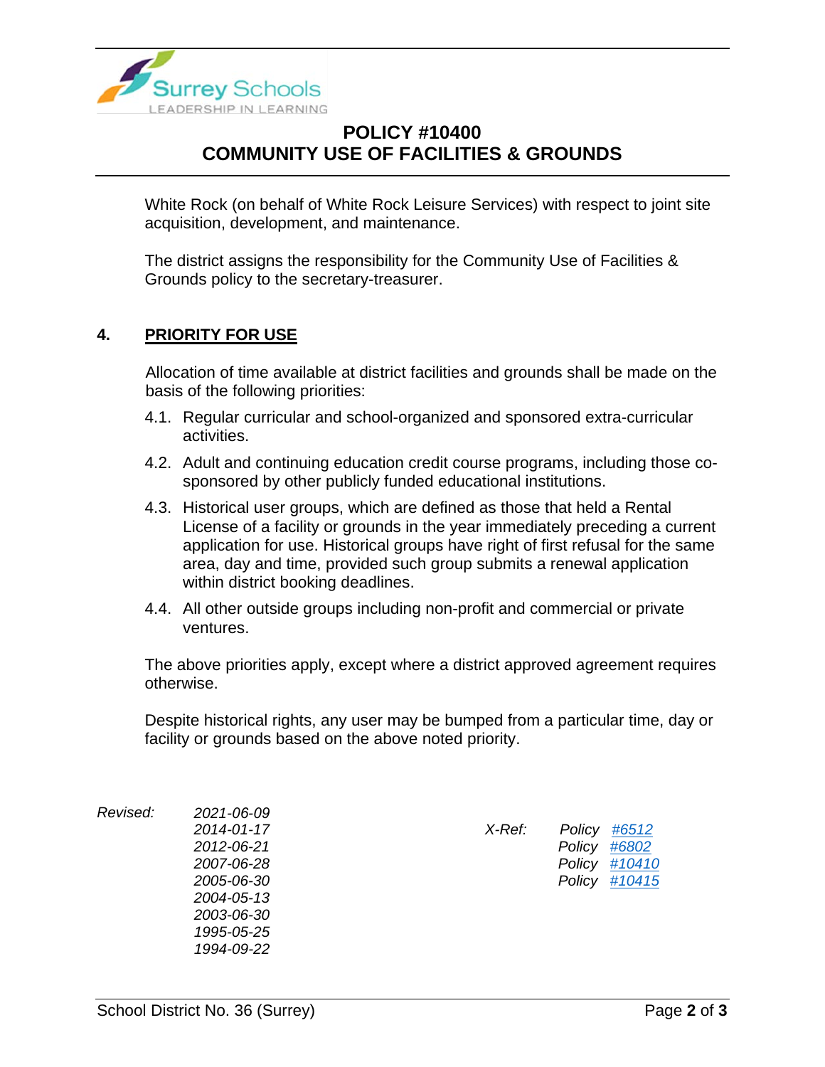White Rock (on behalf of White Rock Leisure Services) with respect to joint site acquisition, development, and maintenance.

The district assigns the responsibility for the Community Use of Facilities & Grounds policy to the secretary-treasurer.

## 4. PRIORITY FOR USE

Allocation of time available at district facilities and grounds shall be made on the basis of the following priorities:

4.1. Regular curricular and school-organized and sponsored extra-curricular activities.

4.2. Adult and continuing education credit course programs, including those co-sponsored by other publicly funded educational institutions.

4.3. Historical user groups, which are defined as those that held a Rental License of a facility or grounds in the year immediately preceding a current application for use. Historical groups have right of first refusal for the same area, day and time, provided such group submits a renewal application within district booking deadlines.

4.4. All other outside groups including non-profit and commercial or private ventures.

The above priorities apply, except where a district approved agreement requires otherwise.

Despite historical rights, any user may be bumped from a particular time, day or facility or grounds based on the above noted priority.

*Revised:* *2021-06-09*
*2014-01-17*
*2012-06-21*
*2007-06-28*
*2005-06-30*
*2004-05-13*
*2003-06-30*
*1995-05-25*
*1994-09-22*

*X-Ref:* *Policy #6512*
*Policy #6802*
*Policy #10410*
*Policy #10415*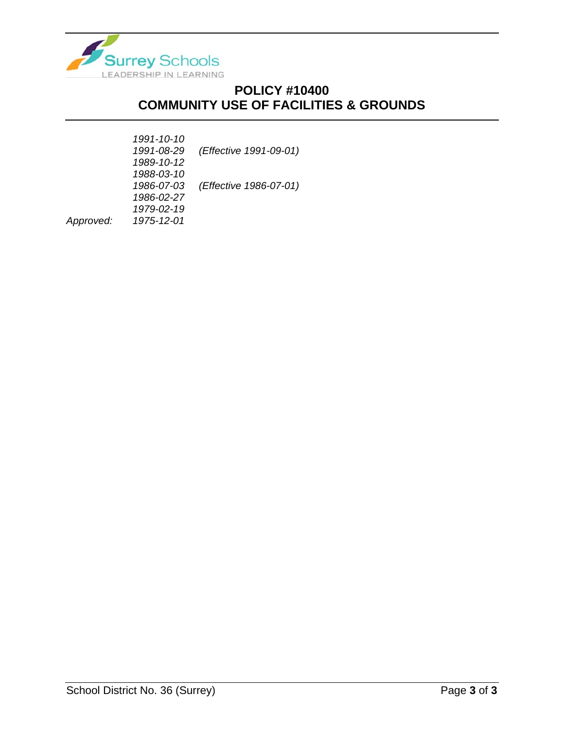# POLICY #10400
# COMMUNITY USE OF FACILITIES & GROUNDS

| | | |
|---|---|---|
| | *1991-10-10* | |
| | *1991-08-29* | *(Effective 1991-09-01)* |
| | *1989-10-12* | |
| | *1988-03-10* | |
| | *1986-07-03* | *(Effective 1986-07-01)* |
| | *1986-02-27* | |
| | *1979-02-19* | |
| *Approved:* | *1975-12-01* | |